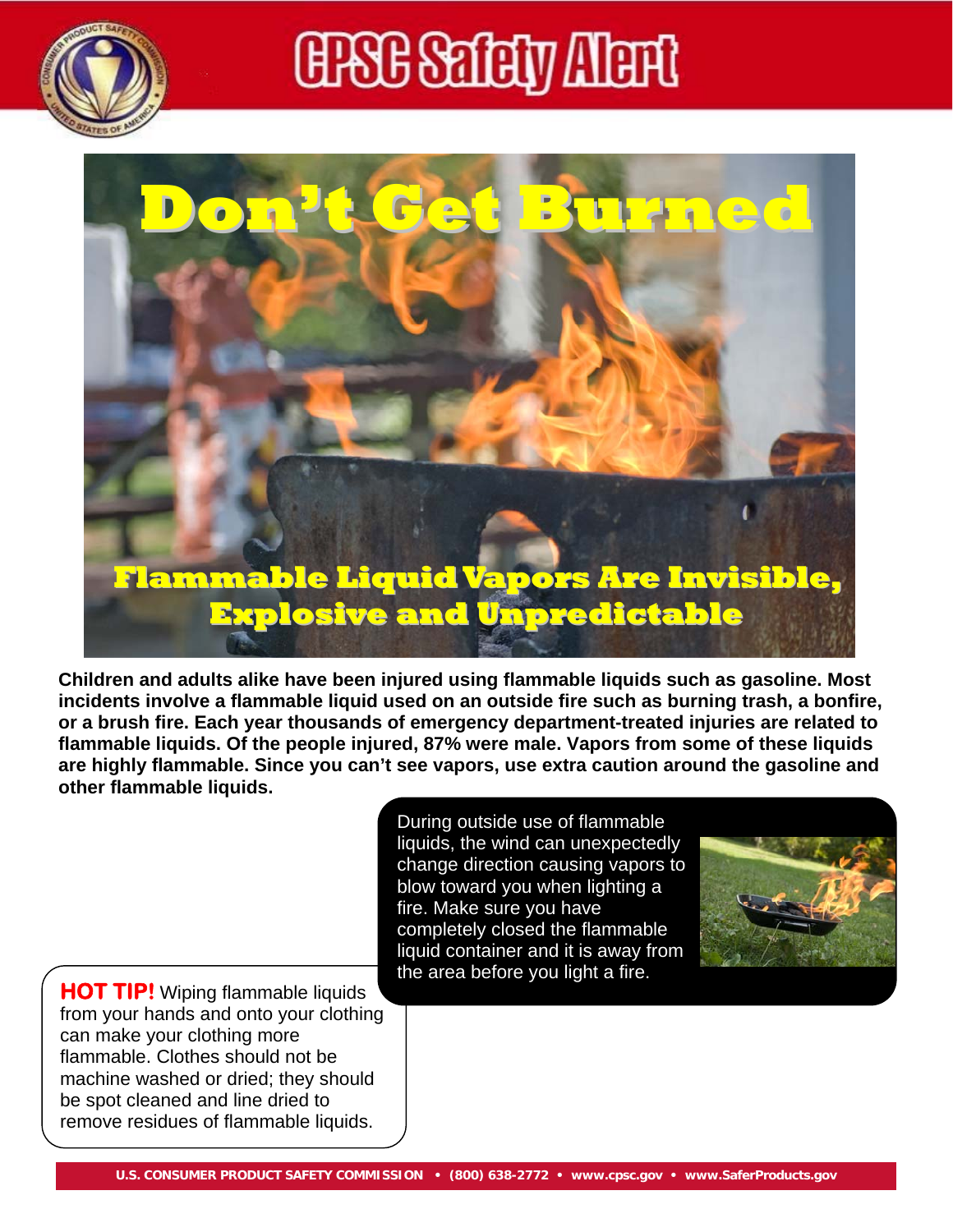# CPSC Safety Alert

# Don't Get Burned

## Flammable Liquid Vapors Are Invisible, Explosive and Unpredictable

**Children and adults alike have been injured using flammable liquids such as gasoline. Most incidents involve a flammable liquid used on an outside fire such as burning trash, a bonfire, or a brush fire. Each year thousands of emergency department-treated injuries are related to flammable liquids. Of the people injured, 87% were male. Vapors from some of these liquids are highly flammable. Since you can't see vapors, use extra caution around the gasoline and other flammable liquids.**

During outside use of flammable liquids, the wind can unexpectedly change direction causing vapors to blow toward you when lighting a fire. Make sure you have completely closed the flammable liquid container and it is away from the area before you light a fire.

**HOT TIP!** Wiping flammable liquids from your hands and onto your clothing can make your clothing more flammable. Clothes should not be machine washed or dried; they should be spot cleaned and line dried to remove residues of flammable liquids.

U.S. CONSUMER PRODUCT SAFETY COMMISSION • (800) 638-2772 • www.cpsc.gov • www.SaferProducts.gov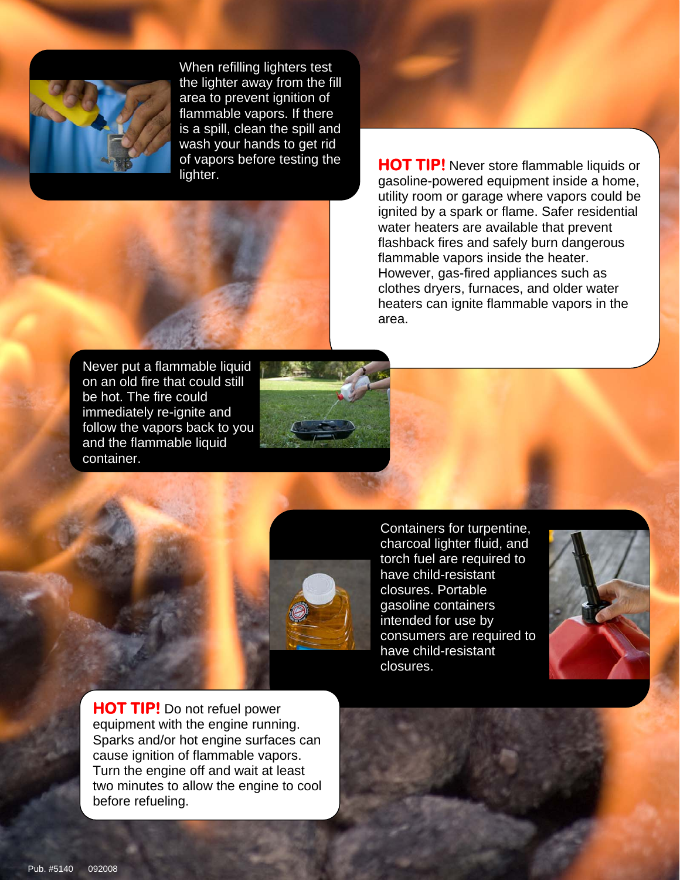When refilling lighters test the lighter away from the fill area to prevent ignition of flammable vapors. If there is a spill, clean the spill and wash your hands to get rid of vapors before testing the lighter.

**HOT TIP!** Never store flammable liquids or gasoline-powered equipment inside a home, utility room or garage where vapors could be ignited by a spark or flame. Safer residential water heaters are available that prevent flashback fires and safely burn dangerous flammable vapors inside the heater. However, gas-fired appliances such as clothes dryers, furnaces, and older water heaters can ignite flammable vapors in the area.

Never put a flammable liquid on an old fire that could still be hot. The fire could immediately re-ignite and follow the vapors back to you and the flammable liquid container.

Containers for turpentine, charcoal lighter fluid, and torch fuel are required to have child-resistant closures. Portable gasoline containers intended for use by consumers are required to have child-resistant closures.

**HOT TIP!** Do not refuel power equipment with the engine running. Sparks and/or hot engine surfaces can cause ignition of flammable vapors. Turn the engine off and wait at least two minutes to allow the engine to cool before refueling.

Pub. #5140 092008